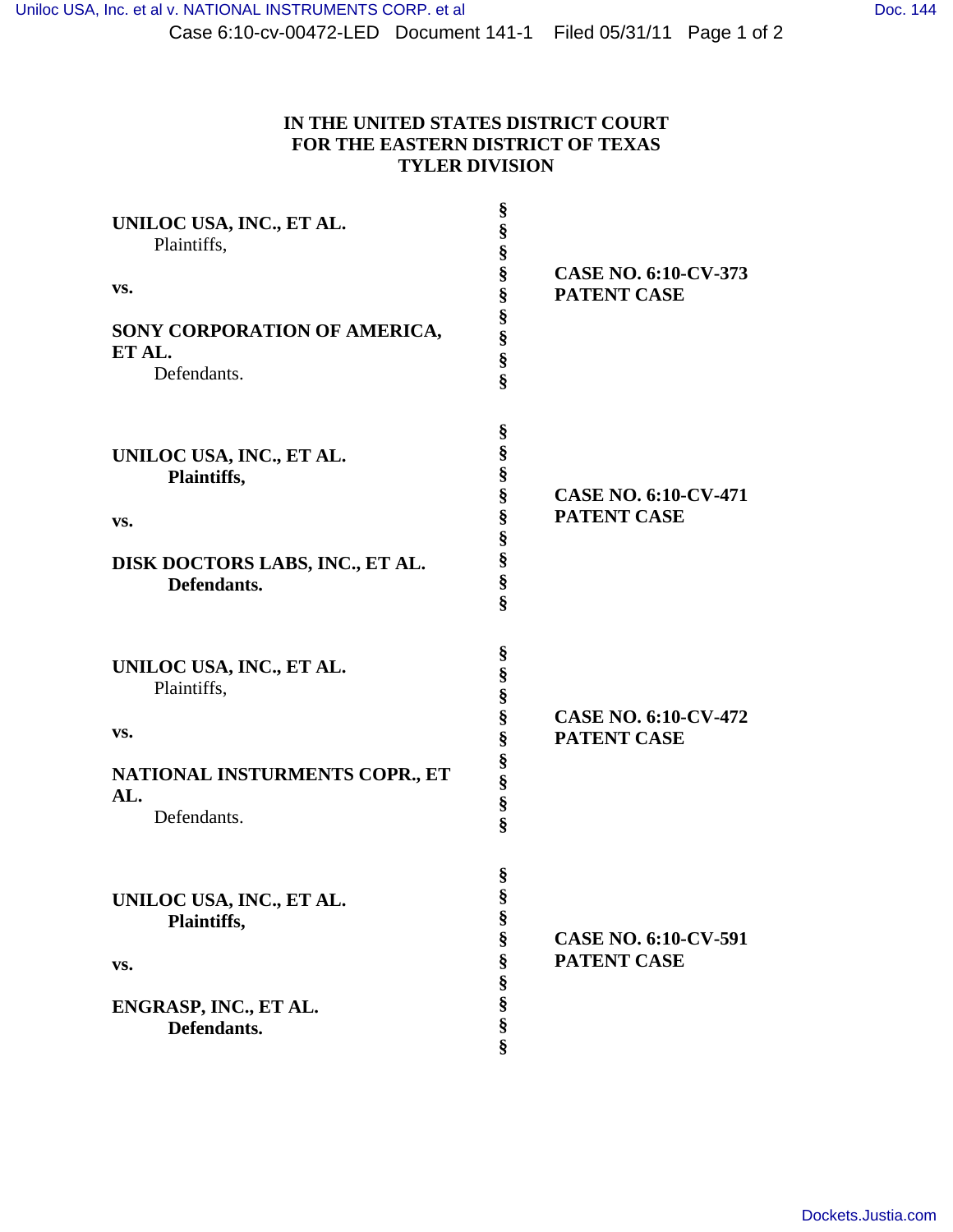**IN THE UNITED STATES DISTRICT COURT**
**FOR THE EASTERN DISTRICT OF TEXAS**
**TYLER DIVISION**

| | | |
|---|---|---|
| **UNILOC USA, INC., ET AL.**<br>Plaintiffs,<br><br>**vs.**<br><br>**SONY CORPORATION OF AMERICA, ET AL.**<br>Defendants. | §<br>§<br>§<br>§<br>§<br>§<br>§<br>§<br>§ | **CASE NO. 6:10-CV-373**<br>**PATENT CASE** |
| **UNILOC USA, INC., ET AL.**<br>**Plaintiffs,**<br><br>**vs.**<br><br>**DISK DOCTORS LABS, INC., ET AL.**<br>**Defendants.** | §<br>§<br>§<br>§<br>§<br>§<br>§<br>§<br>§ | **CASE NO. 6:10-CV-471**<br>**PATENT CASE** |
| **UNILOC USA, INC., ET AL.**<br>Plaintiffs,<br><br>**vs.**<br><br>**NATIONAL INSTURMENTS COPR., ET AL.**<br>Defendants. | §<br>§<br>§<br>§<br>§<br>§<br>§<br>§<br>§ | **CASE NO. 6:10-CV-472**<br>**PATENT CASE** |
| **UNILOC USA, INC., ET AL.**<br>**Plaintiffs,**<br><br>**vs.**<br><br>**ENGRASP, INC., ET AL.**<br>**Defendants.** | §<br>§<br>§<br>§<br>§<br>§<br>§<br>§<br>§ | **CASE NO. 6:10-CV-591**<br>**PATENT CASE** |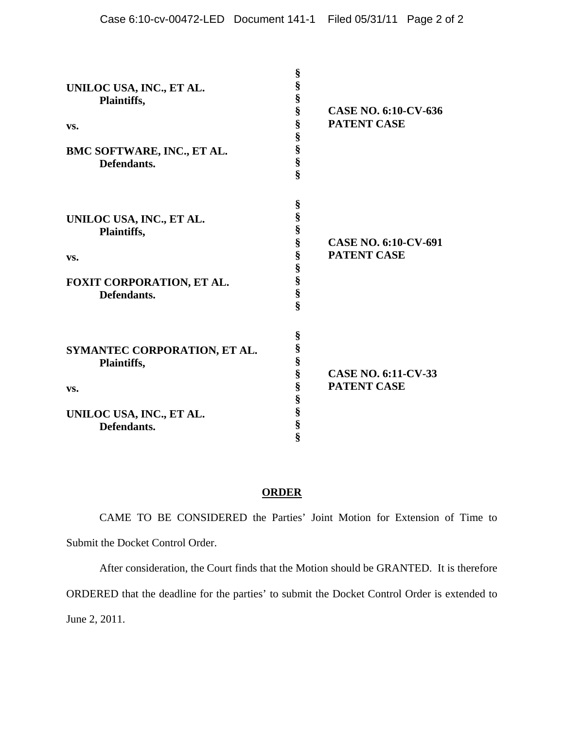| | | |
|---|---|---|
| **UNILOC USA, INC., ET AL.**<br>**Plaintiffs,**<br><br>**vs.**<br><br>**BMC SOFTWARE, INC., ET AL.**<br>**Defendants.** | §<br>§<br>§<br>§<br>§<br>§<br>§<br>§<br>§ | **CASE NO. 6:10-CV-636**<br>**PATENT CASE** |
| **UNILOC USA, INC., ET AL.**<br>**Plaintiffs,**<br><br>**vs.**<br><br>**FOXIT CORPORATION, ET AL.**<br>**Defendants.** | §<br>§<br>§<br>§<br>§<br>§<br>§<br>§<br>§ | **CASE NO. 6:10-CV-691**<br>**PATENT CASE** |
| **SYMANTEC CORPORATION, ET AL.**<br>**Plaintiffs,**<br><br>**vs.**<br><br>**UNILOC USA, INC., ET AL.**<br>**Defendants.** | §<br>§<br>§<br>§<br>§<br>§<br>§<br>§<br>§ | **CASE NO. 6:11-CV-33**<br>**PATENT CASE** |

## ORDER

CAME TO BE CONSIDERED the Parties' Joint Motion for Extension of Time to Submit the Docket Control Order.

After consideration, the Court finds that the Motion should be GRANTED. It is therefore ORDERED that the deadline for the parties' to submit the Docket Control Order is extended to June 2, 2011.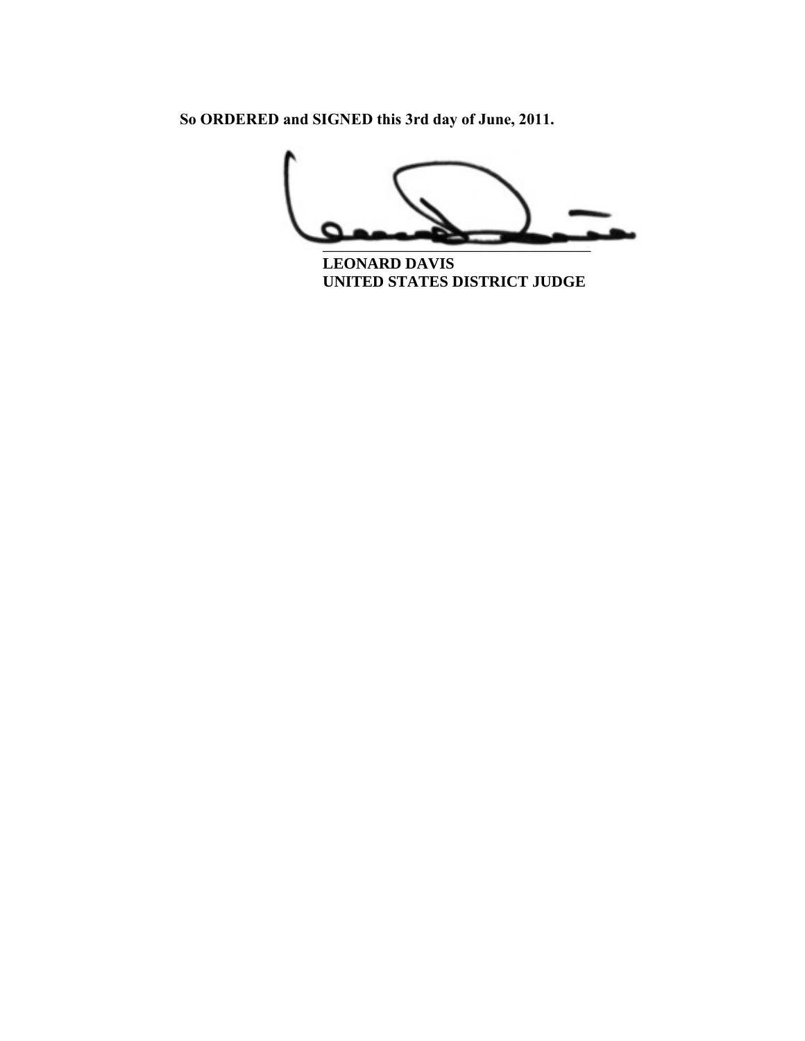**So ORDERED and SIGNED this 3rd day of June, 2011.**

\_\_\_\_\_\_\_\_\_\_\_\_\_\_\_\_\_\_\_\_\_\_\_\_\_\_\_\_\_\_\_\_\_\_\_\_

**LEONARD DAVIS**
**UNITED STATES DISTRICT JUDGE**